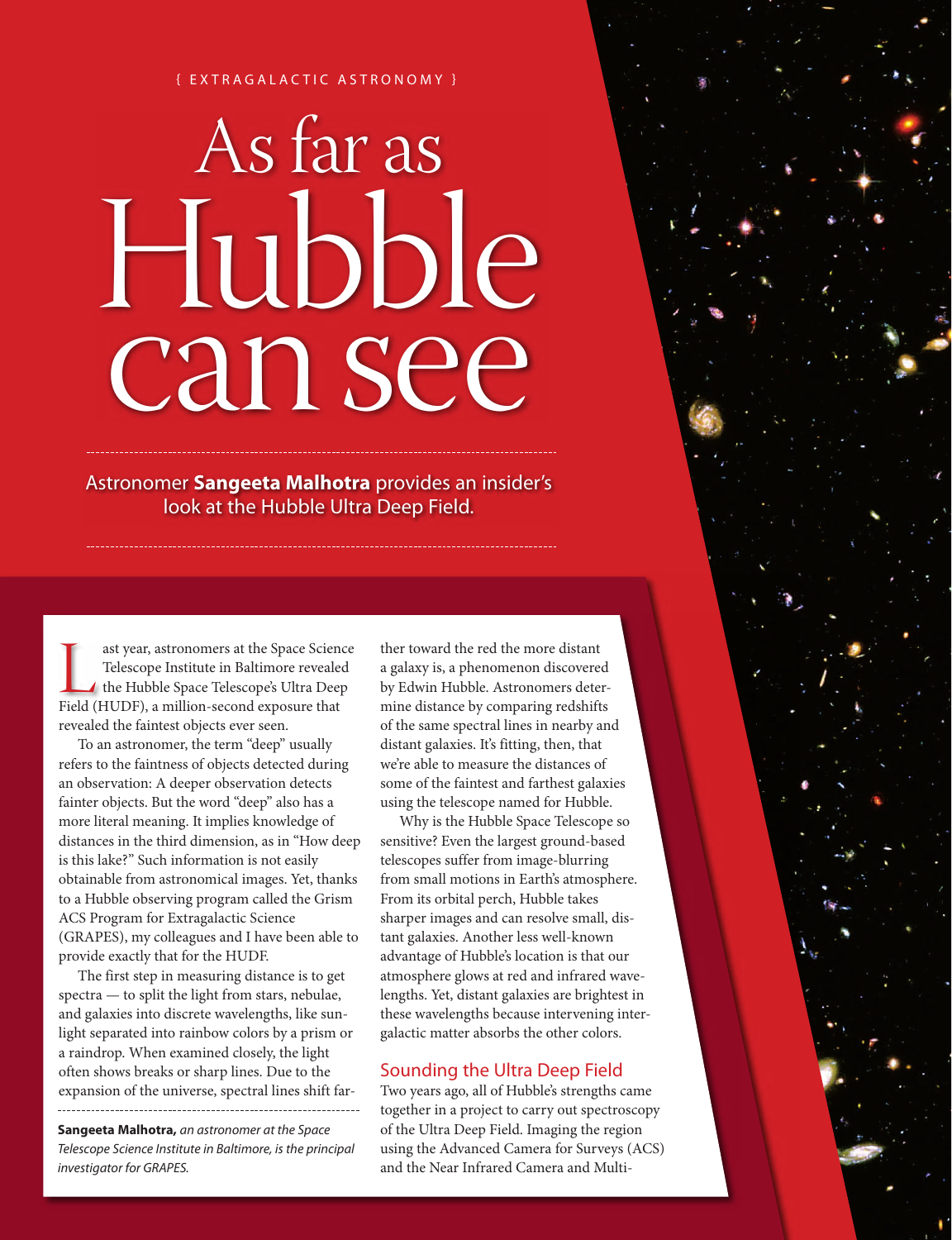{ EXTRAGALACTIC ASTRONOMY }

# As far as Hubble can see

Astronomer **Sangeeta Malhotra** provides an insider's look at the Hubble Ultra Deep Field.

Last year, astronomers at the Space Science Telescope Institute in Baltimore revealed the Hubble Space Telescope's Ultra Deep Field (HUDF), a million-second exposure that revealed the faintest objects ever seen.

To an astronomer, the term "deep" usually refers to the faintness of objects detected during an observation: A deeper observation detects fainter objects. But the word "deep" also has a more literal meaning. It implies knowledge of distances in the third dimension, as in "How deep is this lake?" Such information is not easily obtainable from astronomical images. Yet, thanks to a Hubble observing program called the Grism ACS Program for Extragalactic Science (GRAPES), my colleagues and I have been able to provide exactly that for the HUDF.

The first step in measuring distance is to get spectra — to split the light from stars, nebulae, and galaxies into discrete wavelengths, like sunlight separated into rainbow colors by a prism or a raindrop. When examined closely, the light often shows breaks or sharp lines. Due to the expansion of the universe, spectral lines shift farther toward the red the more distant a galaxy is, a phenomenon discovered by Edwin Hubble. Astronomers determine distance by comparing redshifts of the same spectral lines in nearby and distant galaxies. It's fitting, then, that we're able to measure the distances of some of the faintest and farthest galaxies using the telescope named for Hubble.

Why is the Hubble Space Telescope so sensitive? Even the largest ground-based telescopes suffer from image-blurring from small motions in Earth's atmosphere. From its orbital perch, Hubble takes sharper images and can resolve small, distant galaxies. Another less well-known advantage of Hubble's location is that our atmosphere glows at red and infrared wavelengths. Yet, distant galaxies are brightest in these wavelengths because intervening intergalactic matter absorbs the other colors.

## Sounding the Ultra Deep Field

Two years ago, all of Hubble's strengths came together in a project to carry out spectroscopy of the Ultra Deep Field. Imaging the region using the Advanced Camera for Surveys (ACS) and the Near Infrared Camera and Multi-

---

**Sangeeta Malhotra,** *an astronomer at the Space Telescope Science Institute in Baltimore, is the principal investigator for GRAPES.*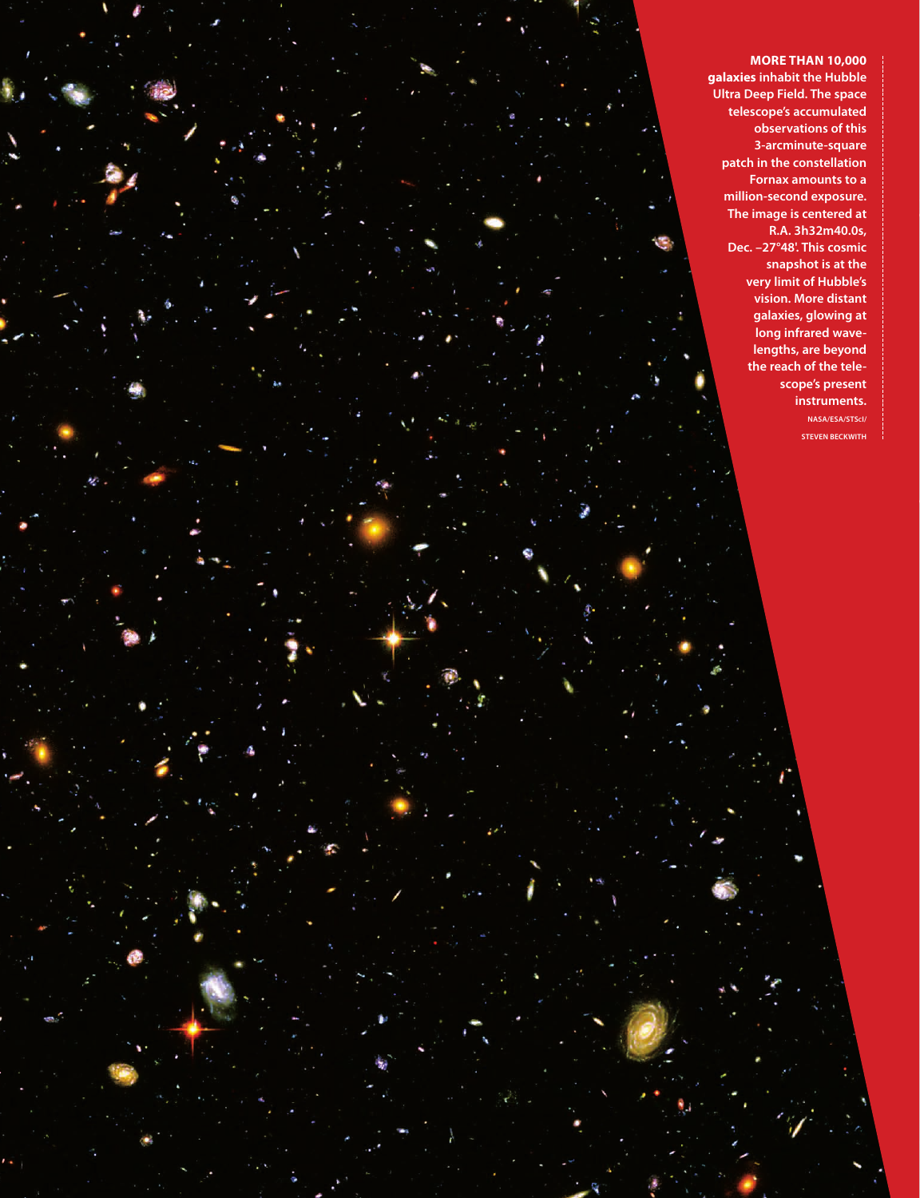**MORE THAN 10,000 galaxies** inhabit the Hubble Ultra Deep Field. The space telescope's accumulated observations of this 3-arcminute-square patch in the constellation Fornax amounts to a million-second exposure. The image is centered at R.A. 3h32m40.0s, Dec. –27°48'. This cosmic snapshot is at the very limit of Hubble's vision. More distant galaxies, glowing at long infrared wavelengths, are beyond the reach of the telescope's present instruments.

NASA/ESA/STScI/ STEVEN BECKWITH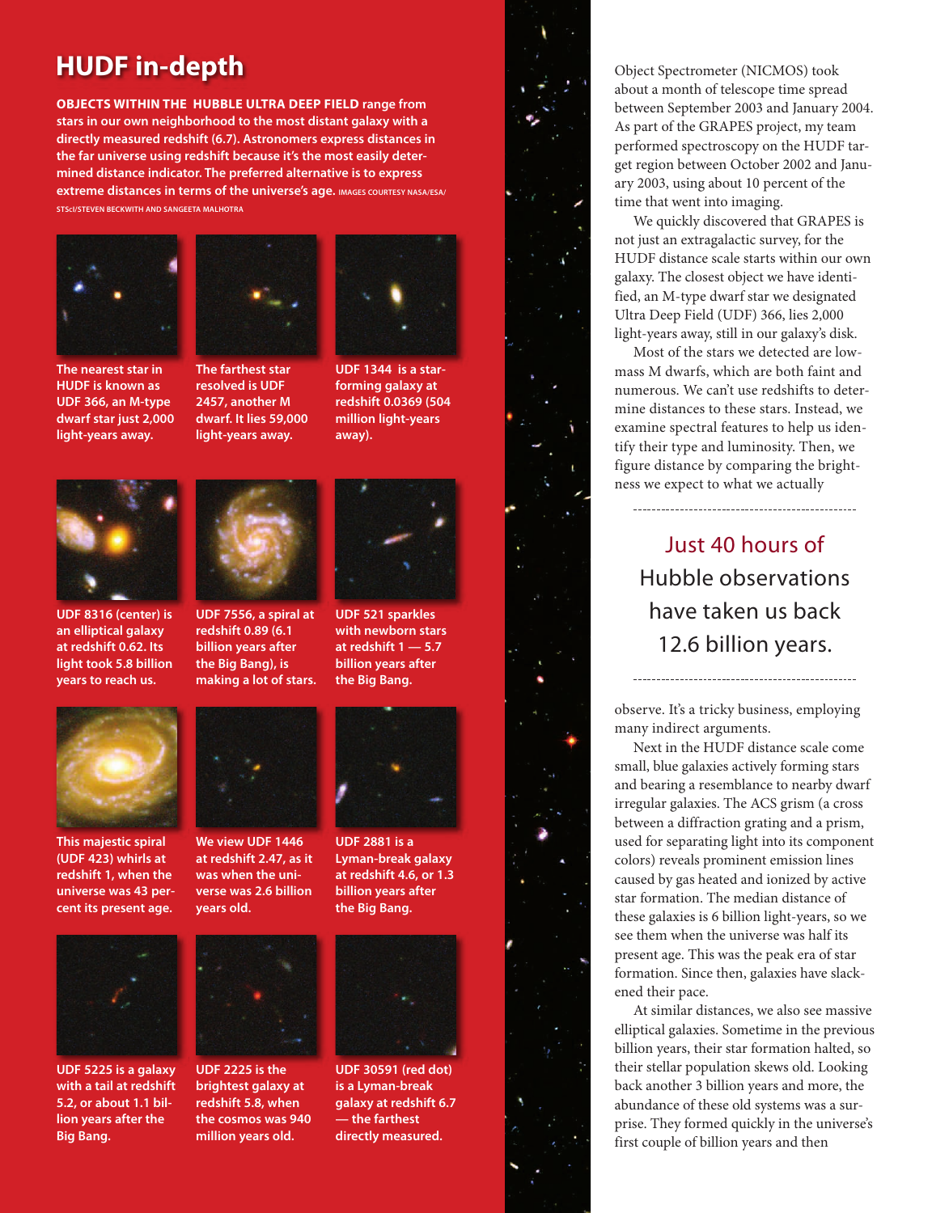## HUDF in-depth

**OBJECTS WITHIN THE HUBBLE ULTRA DEEP FIELD range from stars in our own neighborhood to the most distant galaxy with a directly measured redshift (6.7). Astronomers express distances in the far universe using redshift because it's the most easily determined distance indicator. The preferred alternative is to express extreme distances in terms of the universe's age.** IMAGES COURTESY NASA/ESA/STScI/STEVEN BECKWITH AND SANGEETA MALHOTRA

**The nearest star in HUDF is known as UDF 366, an M-type dwarf star just 2,000 light-years away.**

**The farthest star resolved is UDF 2457, another M dwarf. It lies 59,000 light-years away.**

**UDF 1344 is a star-forming galaxy at redshift 0.0369 (504 million light-years away).**

**UDF 8316 (center) is an elliptical galaxy at redshift 0.62. Its light took 5.8 billion years to reach us.**

**UDF 7556, a spiral at redshift 0.89 (6.1 billion years after the Big Bang), is making a lot of stars.**

**UDF 521 sparkles with newborn stars at redshift 1 — 5.7 billion years after the Big Bang.**

**This majestic spiral (UDF 423) whirls at redshift 1, when the universe was 43 percent its present age.**

**We view UDF 1446 at redshift 2.47, as it was when the universe was 2.6 billion years old.**

**UDF 2881 is a Lyman-break galaxy at redshift 4.6, or 1.3 billion years after the Big Bang.**

**UDF 5225 is a galaxy with a tail at redshift 5.2, or about 1.1 billion years after the Big Bang.**

**UDF 2225 is the brightest galaxy at redshift 5.8, when the cosmos was 940 million years old.**

**UDF 30591 (red dot) is a Lyman-break galaxy at redshift 6.7 — the farthest directly measured.**

Object Spectrometer (NICMOS) took about a month of telescope time spread between September 2003 and January 2004. As part of the GRAPES project, my team performed spectroscopy on the HUDF target region between October 2002 and January 2003, using about 10 percent of the time that went into imaging.

We quickly discovered that GRAPES is not just an extragalactic survey, for the HUDF distance scale starts within our own galaxy. The closest object we have identified, an M-type dwarf star we designated Ultra Deep Field (UDF) 366, lies 2,000 light-years away, still in our galaxy's disk.

Most of the stars we detected are low-mass M dwarfs, which are both faint and numerous. We can't use redshifts to determine distances to these stars. Instead, we examine spectral features to help us identify their type and luminosity. Then, we figure distance by comparing the brightness we expect to what we actually observe. It's a tricky business, employing many indirect arguments.

> Just 40 hours of Hubble observations have taken us back 12.6 billion years.

Next in the HUDF distance scale come small, blue galaxies actively forming stars and bearing a resemblance to nearby dwarf irregular galaxies. The ACS grism (a cross between a diffraction grating and a prism, used for separating light into its component colors) reveals prominent emission lines caused by gas heated and ionized by active star formation. The median distance of these galaxies is 6 billion light-years, so we see them when the universe was half its present age. This was the peak era of star formation. Since then, galaxies have slackened their pace.

At similar distances, we also see massive elliptical galaxies. Sometime in the previous billion years, their star formation halted, so their stellar population skews old. Looking back another 3 billion years and more, the abundance of these old systems was a surprise. They formed quickly in the universe's first couple of billion years and then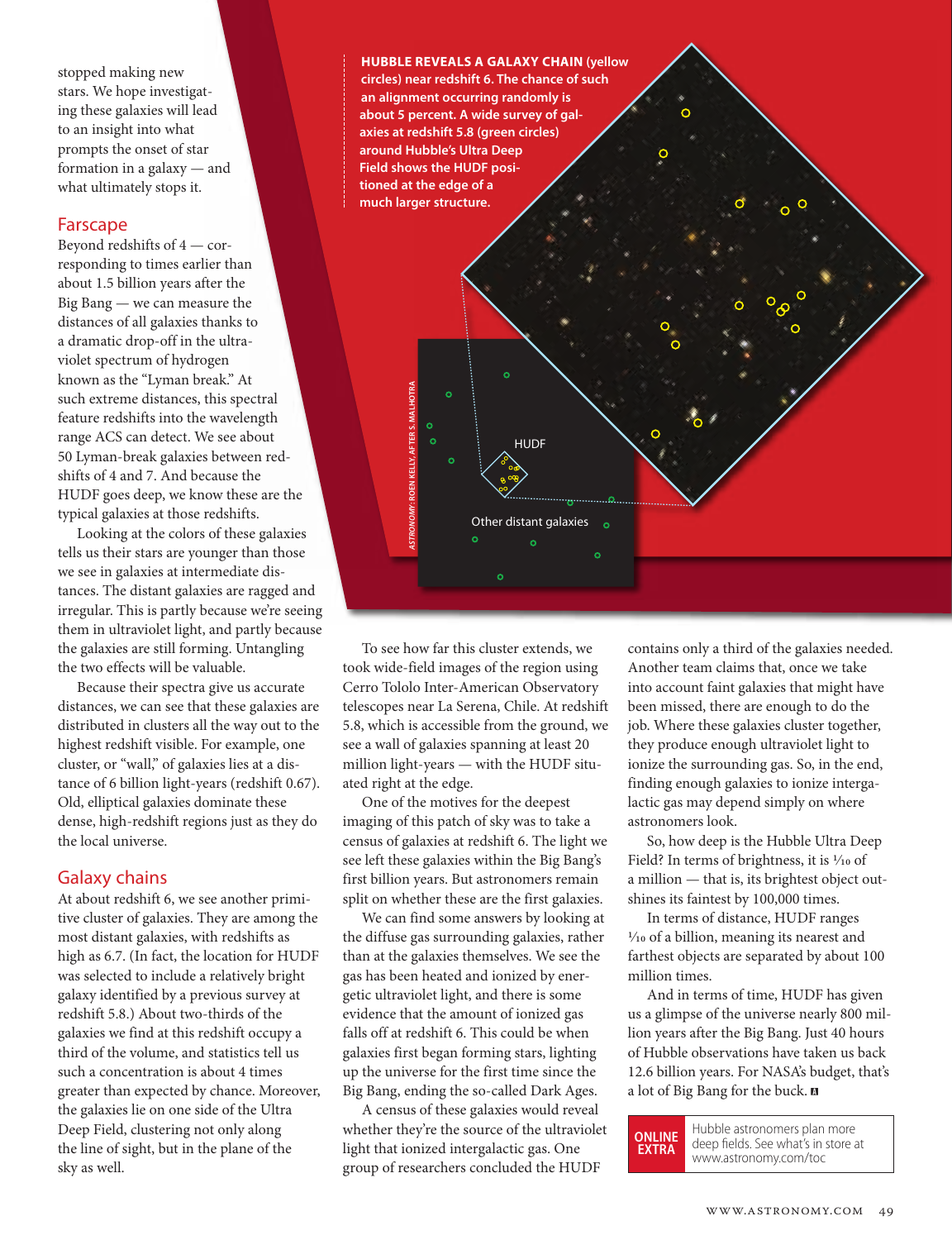stopped making new stars. We hope investigating these galaxies will lead to an insight into what prompts the onset of star formation in a galaxy — and what ultimately stops it.

## Farscape

Beyond redshifts of 4 — corresponding to times earlier than about 1.5 billion years after the Big Bang — we can measure the distances of all galaxies thanks to a dramatic drop-off in the ultraviolet spectrum of hydrogen known as the "Lyman break." At such extreme distances, this spectral feature redshifts into the wavelength range ACS can detect. We see about 50 Lyman-break galaxies between redshifts of 4 and 7. And because the HUDF goes deep, we know these are the typical galaxies at those redshifts.

Looking at the colors of these galaxies tells us their stars are younger than those we see in galaxies at intermediate distances. The distant galaxies are ragged and irregular. This is partly because we're seeing them in ultraviolet light, and partly because the galaxies are still forming. Untangling the two effects will be valuable.

Because their spectra give us accurate distances, we can see that these galaxies are distributed in clusters all the way out to the highest redshift visible. For example, one cluster, or "wall," of galaxies lies at a distance of 6 billion light-years (redshift 0.67). Old, elliptical galaxies dominate these dense, high-redshift regions just as they do the local universe.

## Galaxy chains

At about redshift 6, we see another primitive cluster of galaxies. They are among the most distant galaxies, with redshifts as high as 6.7. (In fact, the location for HUDF was selected to include a relatively bright galaxy identified by a previous survey at redshift 5.8.) About two-thirds of the galaxies we find at this redshift occupy a third of the volume, and statistics tell us such a concentration is about 4 times greater than expected by chance. Moreover, the galaxies lie on one side of the Ultra Deep Field, clustering not only along the line of sight, but in the plane of the sky as well.

**HUBBLE REVEALS A GALAXY CHAIN** (yellow circles) near redshift 6. The chance of such an alignment occurring randomly is about 5 percent. A wide survey of galaxies at redshift 5.8 (green circles) around Hubble's Ultra Deep Field shows the HUDF positioned at the edge of a much larger structure.

HUDF

Other distant galaxies

ASTRONOMY: ROEN KELLY, AFTER S. MALHOTRA

To see how far this cluster extends, we took wide-field images of the region using Cerro Tololo Inter-American Observatory telescopes near La Serena, Chile. At redshift 5.8, which is accessible from the ground, we see a wall of galaxies spanning at least 20 million light-years — with the HUDF situated right at the edge.

One of the motives for the deepest imaging of this patch of sky was to take a census of galaxies at redshift 6. The light we see left these galaxies within the Big Bang's first billion years. But astronomers remain split on whether these are the first galaxies.

We can find some answers by looking at the diffuse gas surrounding galaxies, rather than at the galaxies themselves. We see the gas has been heated and ionized by energetic ultraviolet light, and there is some evidence that the amount of ionized gas falls off at redshift 6. This could be when galaxies first began forming stars, lighting up the universe for the first time since the Big Bang, ending the so-called Dark Ages.

A census of these galaxies would reveal whether they're the source of the ultraviolet light that ionized intergalactic gas. One group of researchers concluded the HUDF contains only a third of the galaxies needed. Another team claims that, once we take into account faint galaxies that might have been missed, there are enough to do the job. Where these galaxies cluster together, they produce enough ultraviolet light to ionize the surrounding gas. So, in the end, finding enough galaxies to ionize intergalactic gas may depend simply on where astronomers look.

So, how deep is the Hubble Ultra Deep Field? In terms of brightness, it is 1/10 of a million — that is, its brightest object outshines its faintest by 100,000 times.

In terms of distance, HUDF ranges 1/10 of a billion, meaning its nearest and farthest objects are separated by about 100 million times.

And in terms of time, HUDF has given us a glimpse of the universe nearly 800 million years after the Big Bang. Just 40 hours of Hubble observations have taken us back 12.6 billion years. For NASA's budget, that's a lot of Big Bang for the buck.

**ONLINE EXTRA** Hubble astronomers plan more deep fields. See what's in store at www.astronomy.com/toc